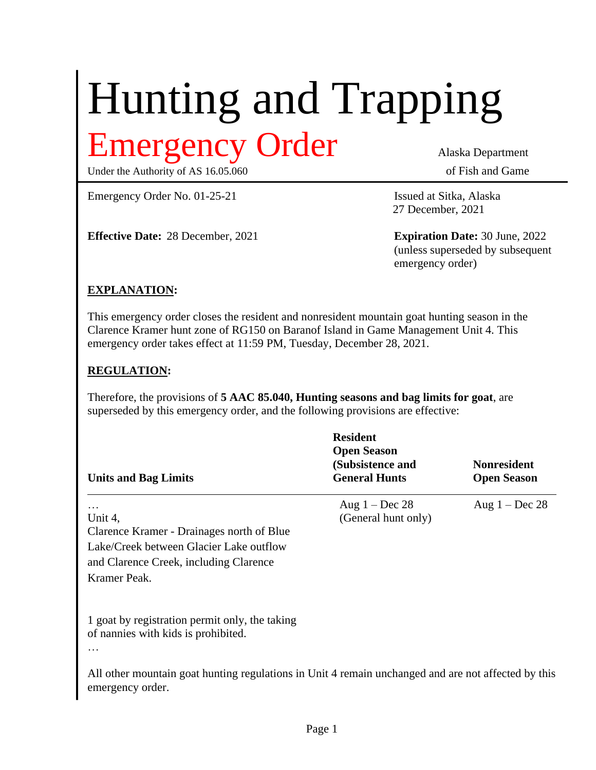# Hunting and Trapping

# Emergency Order

Under the Authority of AS 16.05.060

Alaska Department of Fish and Game

Emergency Order No. 01-25-21

Issued at Sitka, Alaska
27 December, 2021

**Effective Date:** 28 December, 2021

**Expiration Date:** 30 June, 2022 (unless superseded by subsequent emergency order)

## EXPLANATION:

This emergency order closes the resident and nonresident mountain goat hunting season in the Clarence Kramer hunt zone of RG150 on Baranof Island in Game Management Unit 4. This emergency order takes effect at 11:59 PM, Tuesday, December 28, 2021.

## REGULATION:

Therefore, the provisions of **5 AAC 85.040, Hunting seasons and bag limits for goat**, are superseded by this emergency order, and the following provisions are effective:

| Units and Bag Limits | Resident Open Season (Subsistence and General Hunts | Nonresident Open Season |
|---|---|---|
| …<br>Unit 4,<br>Clarence Kramer - Drainages north of Blue Lake/Creek between Glacier Lake outflow and Clarence Creek, including Clarence Kramer Peak.<br><br>1 goat by registration permit only, the taking of nannies with kids is prohibited.<br>… | Aug 1 – Dec 28<br>(General hunt only) | Aug 1 – Dec 28 |

All other mountain goat hunting regulations in Unit 4 remain unchanged and are not affected by this emergency order.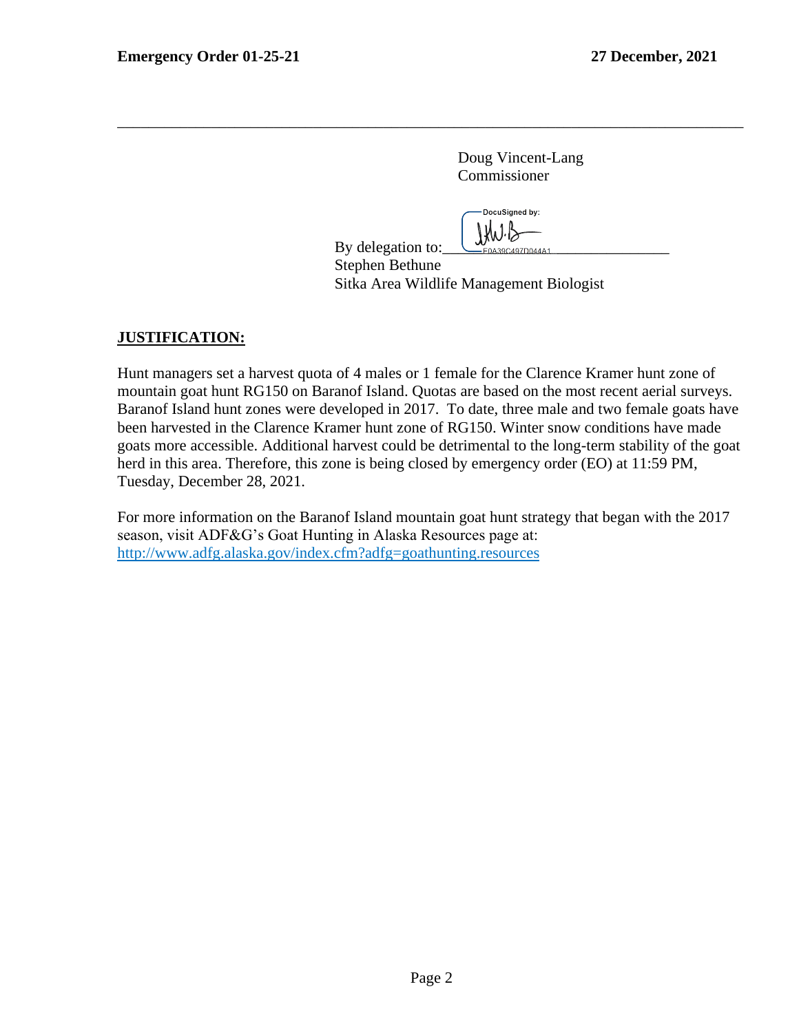Doug Vincent-Lang
Commissioner

By delegation to:______________________________
Stephen Bethune
Sitka Area Wildlife Management Biologist

**JUSTIFICATION:**

Hunt managers set a harvest quota of 4 males or 1 female for the Clarence Kramer hunt zone of mountain goat hunt RG150 on Baranof Island. Quotas are based on the most recent aerial surveys. Baranof Island hunt zones were developed in 2017. To date, three male and two female goats have been harvested in the Clarence Kramer hunt zone of RG150. Winter snow conditions have made goats more accessible. Additional harvest could be detrimental to the long-term stability of the goat herd in this area. Therefore, this zone is being closed by emergency order (EO) at 11:59 PM, Tuesday, December 28, 2021.

For more information on the Baranof Island mountain goat hunt strategy that began with the 2017 season, visit ADF&G's Goat Hunting in Alaska Resources page at: http://www.adfg.alaska.gov/index.cfm?adfg=goathunting.resources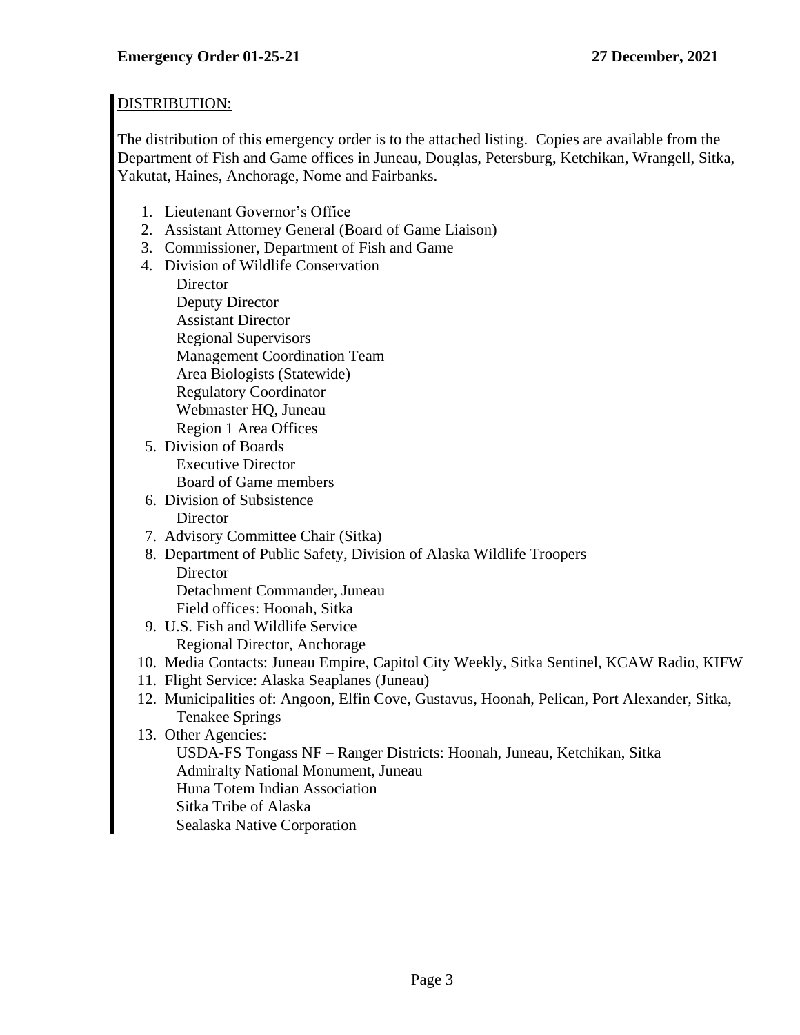DISTRIBUTION:

The distribution of this emergency order is to the attached listing. Copies are available from the Department of Fish and Game offices in Juneau, Douglas, Petersburg, Ketchikan, Wrangell, Sitka, Yakutat, Haines, Anchorage, Nome and Fairbanks.

1. Lieutenant Governor's Office
2. Assistant Attorney General (Board of Game Liaison)
3. Commissioner, Department of Fish and Game
4. Division of Wildlife Conservation
   - Director
   - Deputy Director
   - Assistant Director
   - Regional Supervisors
   - Management Coordination Team
   - Area Biologists (Statewide)
   - Regulatory Coordinator
   - Webmaster HQ, Juneau
   - Region 1 Area Offices
5. Division of Boards
   - Executive Director
   - Board of Game members
6. Division of Subsistence
   - Director
7. Advisory Committee Chair (Sitka)
8. Department of Public Safety, Division of Alaska Wildlife Troopers
   - Director
   - Detachment Commander, Juneau
   - Field offices: Hoonah, Sitka
9. U.S. Fish and Wildlife Service
   - Regional Director, Anchorage
10. Media Contacts: Juneau Empire, Capitol City Weekly, Sitka Sentinel, KCAW Radio, KIFW
11. Flight Service: Alaska Seaplanes (Juneau)
12. Municipalities of: Angoon, Elfin Cove, Gustavus, Hoonah, Pelican, Port Alexander, Sitka, Tenakee Springs
13. Other Agencies:
    - USDA-FS Tongass NF – Ranger Districts: Hoonah, Juneau, Ketchikan, Sitka
    - Admiralty National Monument, Juneau
    - Huna Totem Indian Association
    - Sitka Tribe of Alaska
    - Sealaska Native Corporation